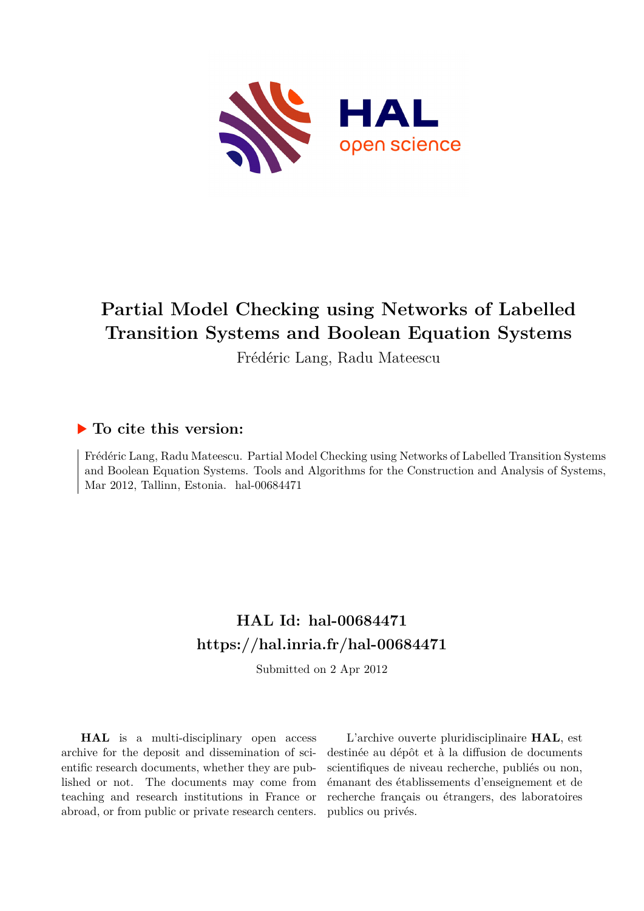# Partial Model Checking using Networks of Labelled Transition Systems and Boolean Equation Systems

Frédéric Lang, Radu Mateescu

## To cite this version:

Frédéric Lang, Radu Mateescu. Partial Model Checking using Networks of Labelled Transition Systems and Boolean Equation Systems. Tools and Algorithms for the Construction and Analysis of Systems, Mar 2012, Tallinn, Estonia. hal-00684471

## HAL Id: hal-00684471
## https://hal.inria.fr/hal-00684471

Submitted on 2 Apr 2012

**HAL** is a multi-disciplinary open access archive for the deposit and dissemination of scientific research documents, whether they are published or not. The documents may come from teaching and research institutions in France or abroad, or from public or private research centers.

L'archive ouverte pluridisciplinaire **HAL**, est destinée au dépôt et à la diffusion de documents scientifiques de niveau recherche, publiés ou non, émanant des établissements d'enseignement et de recherche français ou étrangers, des laboratoires publics ou privés.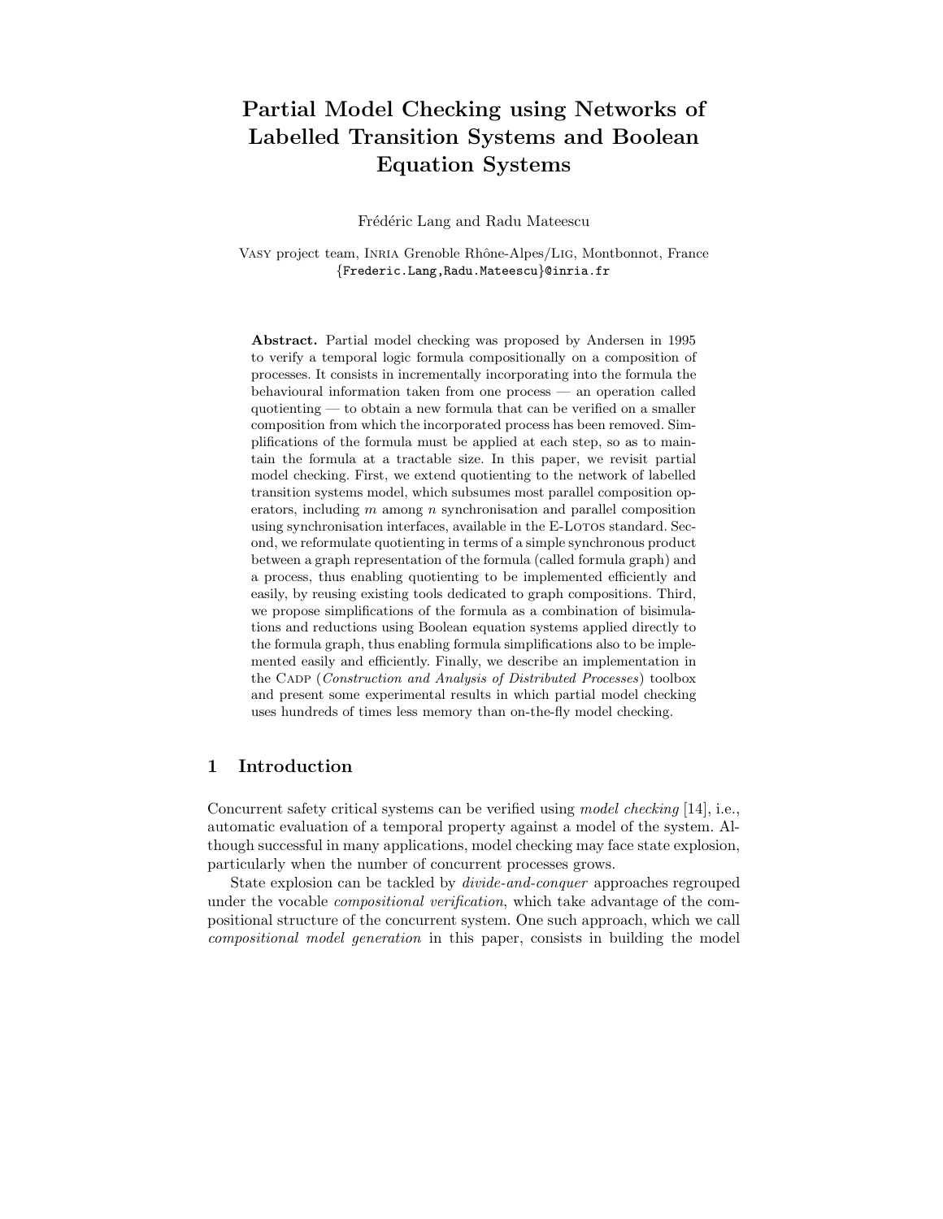# Partial Model Checking using Networks of Labelled Transition Systems and Boolean Equation Systems

Frédéric Lang and Radu Mateescu

VASY project team, INRIA Grenoble Rhône-Alpes/LIG, Montbonnot, France
{Frederic.Lang,Radu.Mateescu}@inria.fr

**Abstract.** Partial model checking was proposed by Andersen in 1995 to verify a temporal logic formula compositionally on a composition of processes. It consists in incrementally incorporating into the formula the behavioural information taken from one process — an operation called quotienting — to obtain a new formula that can be verified on a smaller composition from which the incorporated process has been removed. Simplifications of the formula must be applied at each step, so as to maintain the formula at a tractable size. In this paper, we revisit partial model checking. First, we extend quotienting to the network of labelled transition systems model, which subsumes most parallel composition operators, including $m$ among $n$ synchronisation and parallel composition using synchronisation interfaces, available in the E-LOTOS standard. Second, we reformulate quotienting in terms of a simple synchronous product between a graph representation of the formula (called formula graph) and a process, thus enabling quotienting to be implemented efficiently and easily, by reusing existing tools dedicated to graph compositions. Third, we propose simplifications of the formula as a combination of bisimulations and reductions using Boolean equation systems applied directly to the formula graph, thus enabling formula simplifications also to be implemented easily and efficiently. Finally, we describe an implementation in the CADP (*Construction and Analysis of Distributed Processes*) toolbox and present some experimental results in which partial model checking uses hundreds of times less memory than on-the-fly model checking.

## 1 Introduction

Concurrent safety critical systems can be verified using *model checking* [14], i.e., automatic evaluation of a temporal property against a model of the system. Although successful in many applications, model checking may face state explosion, particularly when the number of concurrent processes grows.

State explosion can be tackled by *divide-and-conquer* approaches regrouped under the vocable *compositional verification*, which take advantage of the compositional structure of the concurrent system. One such approach, which we call *compositional model generation* in this paper, consists in building the model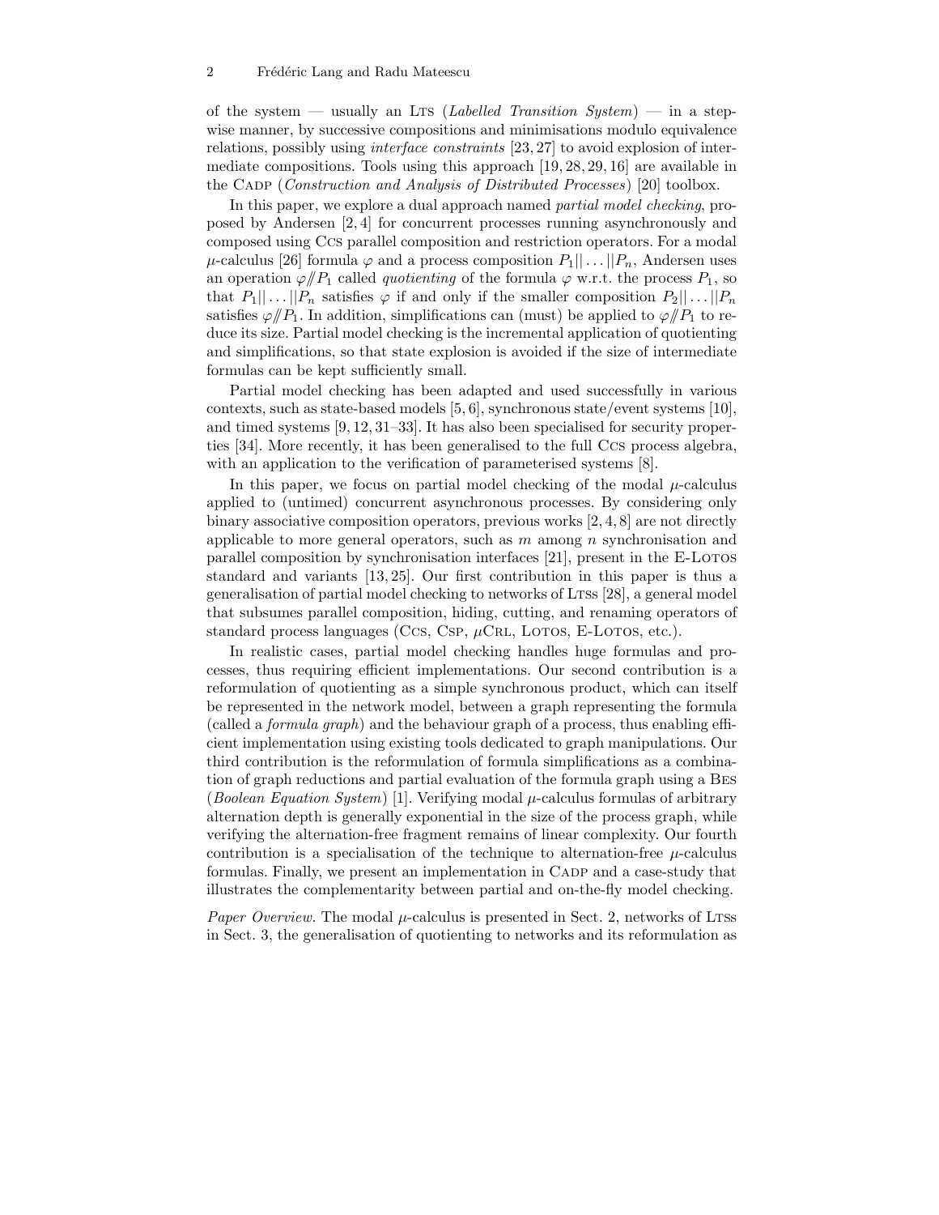of the system — usually an LTS (*Labelled Transition System*) — in a stepwise manner, by successive compositions and minimisations modulo equivalence relations, possibly using *interface constraints* [23, 27] to avoid explosion of intermediate compositions. Tools using this approach [19, 28, 29, 16] are available in the CADP (*Construction and Analysis of Distributed Processes*) [20] toolbox.

In this paper, we explore a dual approach named *partial model checking*, proposed by Andersen [2, 4] for concurrent processes running asynchronously and composed using CCS parallel composition and restriction operators. For a modal $\mu$-calculus [26] formula $\varphi$ and a process composition $P_1|| \dots ||P_n$, Andersen uses an operation $\varphi /\!\!/ P_1$ called *quotienting* of the formula $\varphi$ w.r.t. the process $P_1$, so that $P_1|| \dots ||P_n$ satisfies $\varphi$ if and only if the smaller composition $P_2|| \dots ||P_n$ satisfies $\varphi /\!\!/ P_1$. In addition, simplifications can (must) be applied to $\varphi /\!\!/ P_1$ to reduce its size. Partial model checking is the incremental application of quotienting and simplifications, so that state explosion is avoided if the size of intermediate formulas can be kept sufficiently small.

Partial model checking has been adapted and used successfully in various contexts, such as state-based models [5, 6], synchronous state/event systems [10], and timed systems [9, 12, 31–33]. It has also been specialised for security properties [34]. More recently, it has been generalised to the full CCS process algebra, with an application to the verification of parameterised systems [8].

In this paper, we focus on partial model checking of the modal $\mu$-calculus applied to (untimed) concurrent asynchronous processes. By considering only binary associative composition operators, previous works [2, 4, 8] are not directly applicable to more general operators, such as $m$ among $n$ synchronisation and parallel composition by synchronisation interfaces [21], present in the E-LOTOS standard and variants [13, 25]. Our first contribution in this paper is thus a generalisation of partial model checking to networks of LTSs [28], a general model that subsumes parallel composition, hiding, cutting, and renaming operators of standard process languages (CCS, CSP, $\mu$CRL, LOTOS, E-LOTOS, etc.).

In realistic cases, partial model checking handles huge formulas and processes, thus requiring efficient implementations. Our second contribution is a reformulation of quotienting as a simple synchronous product, which can itself be represented in the network model, between a graph representing the formula (called a *formula graph*) and the behaviour graph of a process, thus enabling efficient implementation using existing tools dedicated to graph manipulations. Our third contribution is the reformulation of formula simplifications as a combination of graph reductions and partial evaluation of the formula graph using a BES (*Boolean Equation System*) [1]. Verifying modal $\mu$-calculus formulas of arbitrary alternation depth is generally exponential in the size of the process graph, while verifying the alternation-free fragment remains of linear complexity. Our fourth contribution is a specialisation of the technique to alternation-free $\mu$-calculus formulas. Finally, we present an implementation in CADP and a case-study that illustrates the complementarity between partial and on-the-fly model checking.

*Paper Overview.* The modal $\mu$-calculus is presented in Sect. 2, networks of LTSs in Sect. 3, the generalisation of quotienting to networks and its reformulation as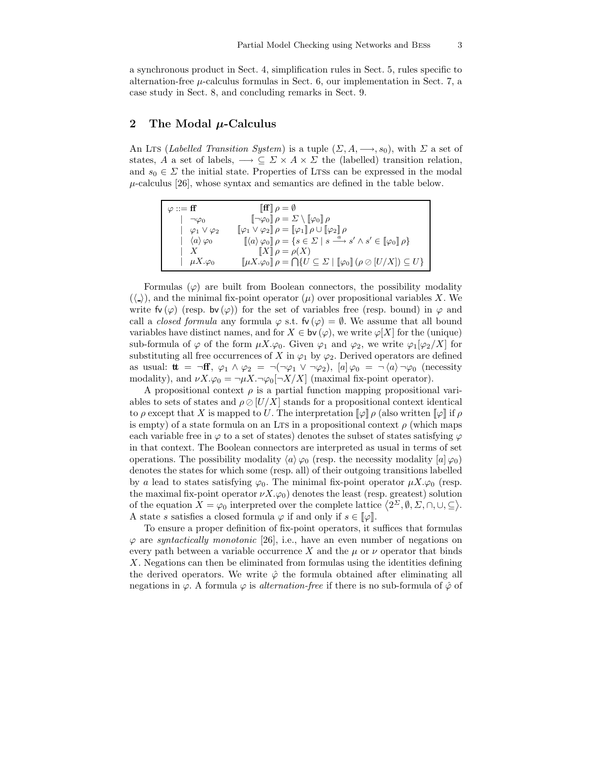a synchronous product in Sect. 4, simplification rules in Sect. 5, rules specific to alternation-free $\mu$-calculus formulas in Sect. 6, our implementation in Sect. 7, a case study in Sect. 8, and concluding remarks in Sect. 9.

## 2 The Modal $\mu$-Calculus

An LTS (*Labelled Transition System*) is a tuple $(\Sigma, A, \longrightarrow, s_0)$, with $\Sigma$ a set of states, $A$ a set of labels, $\longrightarrow \subseteq \Sigma \times A \times \Sigma$ the (labelled) transition relation, and $s_0 \in \Sigma$ the initial state. Properties of LTSs can be expressed in the modal $\mu$-calculus [26], whose syntax and semantics are defined in the table below.

| Syntax | Semantics |
|---|---|
| $\varphi ::= \mathsf{ff}$ | $[\![\mathsf{ff}]\!]\,\rho = \emptyset$ |
| $\quad \mid \ \neg\varphi_0$ | $[\![\neg\varphi_0]\!]\,\rho = \Sigma \setminus [\![\varphi_0]\!]\,\rho$ |
| $\quad \mid \ \varphi_1 \vee \varphi_2$ | $[\![\varphi_1 \vee \varphi_2]\!]\,\rho = [\![\varphi_1]\!]\,\rho \cup [\![\varphi_2]\!]\,\rho$ |
| $\quad \mid \ \langle a \rangle\, \varphi_0$ | $[\![\langle a \rangle\, \varphi_0]\!]\,\rho = \{s \in \Sigma \mid s \xrightarrow{a} s' \wedge s' \in [\![\varphi_0]\!]\,\rho\}$ |
| $\quad \mid \ X$ | $[\![X]\!]\,\rho = \rho(X)$ |
| $\quad \mid \ \mu X.\varphi_0$ | $[\![\mu X.\varphi_0]\!]\,\rho = \bigcap\{U \subseteq \Sigma \mid [\![\varphi_0]\!]\,(\rho \oslash [U/X]) \subseteq U\}$ |

Formulas ($\varphi$) are built from Boolean connectors, the possibility modality ($\langle \_ \rangle$), and the minimal fix-point operator ($\mu$) over propositional variables $X$. We write $\mathsf{fv}\,(\varphi)$ (resp. $\mathsf{bv}\,(\varphi)$) for the set of variables free (resp. bound) in $\varphi$ and call a *closed formula* any formula $\varphi$ s.t. $\mathsf{fv}\,(\varphi) = \emptyset$. We assume that all bound variables have distinct names, and for $X \in \mathsf{bv}\,(\varphi)$, we write $\varphi[X]$ for the (unique) sub-formula of $\varphi$ of the form $\mu X.\varphi_0$. Given $\varphi_1$ and $\varphi_2$, we write $\varphi_1[\varphi_2/X]$ for substituting all free occurrences of $X$ in $\varphi_1$ by $\varphi_2$. Derived operators are defined as usual: $\mathsf{tt} = \neg\mathsf{ff}$, $\varphi_1 \wedge \varphi_2 = \neg(\neg\varphi_1 \vee \neg\varphi_2)$, $[a]\,\varphi_0 = \neg\,\langle a \rangle\, \neg\varphi_0$ (necessity modality), and $\nu X.\varphi_0 = \neg\mu X.\neg\varphi_0[\neg X/X]$ (maximal fix-point operator).

A propositional context $\rho$ is a partial function mapping propositional variables to sets of states and $\rho \oslash [U/X]$ stands for a propositional context identical to $\rho$ except that $X$ is mapped to $U$. The interpretation $[\![\varphi]\!]\,\rho$ (also written $[\![\varphi]\!]$ if $\rho$ is empty) of a state formula on an LTS in a propositional context $\rho$ (which maps each variable free in $\varphi$ to a set of states) denotes the subset of states satisfying $\varphi$ in that context. The Boolean connectors are interpreted as usual in terms of set operations. The possibility modality $\langle a \rangle\, \varphi_0$ (resp. the necessity modality $[a]\,\varphi_0$) denotes the states for which some (resp. all) of their outgoing transitions labelled by $a$ lead to states satisfying $\varphi_0$. The minimal fix-point operator $\mu X.\varphi_0$ (resp. the maximal fix-point operator $\nu X.\varphi_0$) denotes the least (resp. greatest) solution of the equation $X = \varphi_0$ interpreted over the complete lattice $\langle 2^\Sigma, \emptyset, \Sigma, \cap, \cup, \subseteq \rangle$. A state $s$ satisfies a closed formula $\varphi$ if and only if $s \in [\![\varphi]\!]$.

To ensure a proper definition of fix-point operators, it suffices that formulas $\varphi$ are *syntactically monotonic* [26], i.e., have an even number of negations on every path between a variable occurrence $X$ and the $\mu$ or $\nu$ operator that binds $X$. Negations can then be eliminated from formulas using the identities defining the derived operators. We write $\hat{\varphi}$ the formula obtained after eliminating all negations in $\varphi$. A formula $\varphi$ is *alternation-free* if there is no sub-formula of $\hat{\varphi}$ of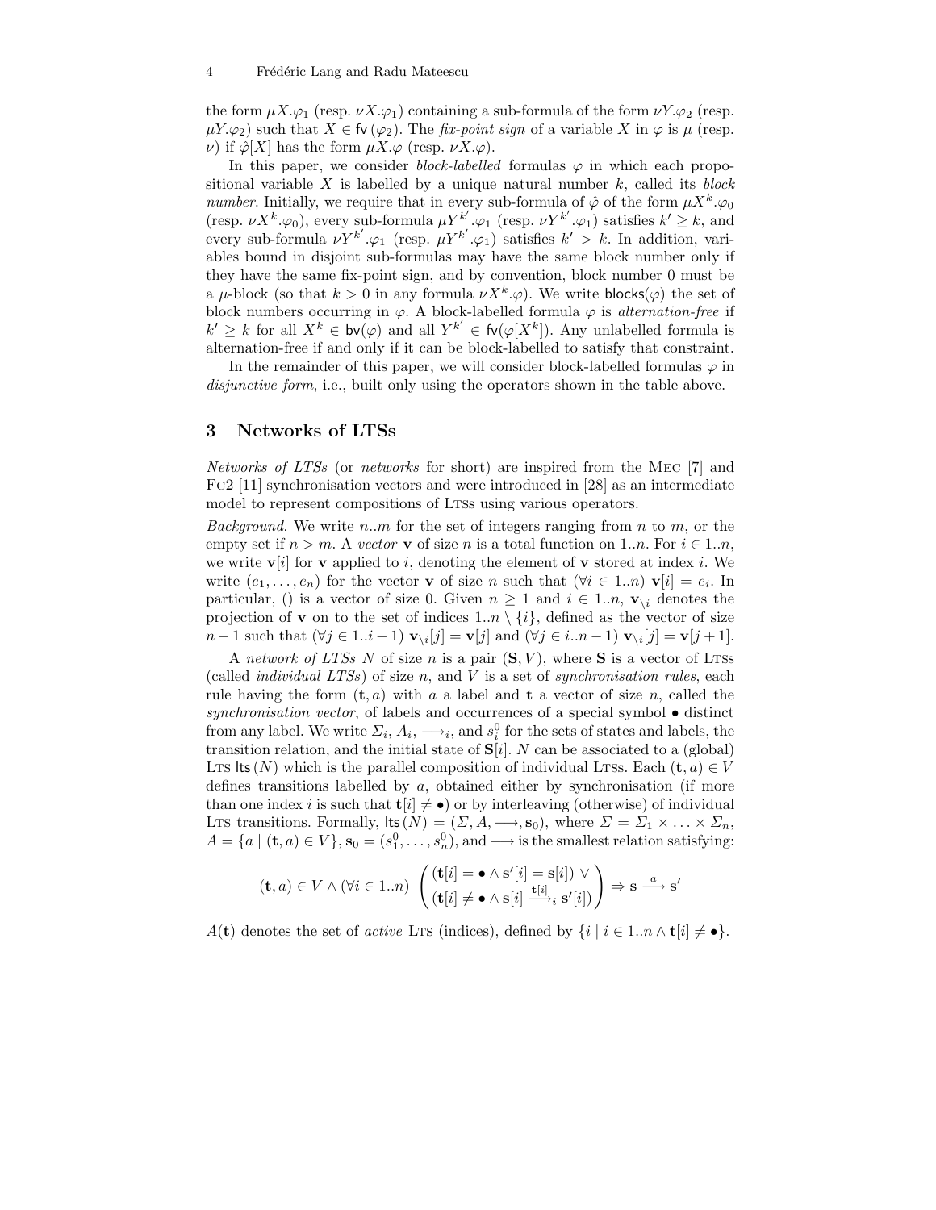the form $\mu X.\varphi_1$ (resp. $\nu X.\varphi_1$) containing a sub-formula of the form $\nu Y.\varphi_2$ (resp. $\mu Y.\varphi_2$) such that $X \in \mathsf{fv}(\varphi_2)$. The *fix-point sign* of a variable $X$ in $\varphi$ is $\mu$ (resp. $\nu$) if $\hat{\varphi}[X]$ has the form $\mu X.\varphi$ (resp. $\nu X.\varphi$).

In this paper, we consider *block-labelled* formulas $\varphi$ in which each propositional variable $X$ is labelled by a unique natural number $k$, called its *block number*. Initially, we require that in every sub-formula of $\hat{\varphi}$ of the form $\mu X^k.\varphi_0$ (resp. $\nu X^k.\varphi_0$), every sub-formula $\mu Y^{k'}.\varphi_1$ (resp. $\nu Y^{k'}.\varphi_1$) satisfies $k' \geq k$, and every sub-formula $\nu Y^{k'}.\varphi_1$ (resp. $\mu Y^{k'}.\varphi_1$) satisfies $k' > k$. In addition, variables bound in disjoint sub-formulas may have the same block number only if they have the same fix-point sign, and by convention, block number 0 must be a $\mu$-block (so that $k > 0$ in any formula $\nu X^k.\varphi$). We write $\mathsf{blocks}(\varphi)$ the set of block numbers occurring in $\varphi$. A block-labelled formula $\varphi$ is *alternation-free* if $k' \geq k$ for all $X^k \in \mathsf{bv}(\varphi)$ and all $Y^{k'} \in \mathsf{fv}(\varphi[X^k])$. Any unlabelled formula is alternation-free if and only if it can be block-labelled to satisfy that constraint.

In the remainder of this paper, we will consider block-labelled formulas $\varphi$ in *disjunctive form*, i.e., built only using the operators shown in the table above.

## 3 Networks of LTSs

*Networks of LTSs* (or *networks* for short) are inspired from the Mec [7] and Fc2 [11] synchronisation vectors and were introduced in [28] as an intermediate model to represent compositions of Ltss using various operators.

*Background.* We write $n..m$ for the set of integers ranging from $n$ to $m$, or the empty set if $n > m$. A *vector* $\mathbf{v}$ of size $n$ is a total function on $1..n$. For $i \in 1..n$, we write $\mathbf{v}[i]$ for $\mathbf{v}$ applied to $i$, denoting the element of $\mathbf{v}$ stored at index $i$. We write $(e_1, \ldots, e_n)$ for the vector $\mathbf{v}$ of size $n$ such that $(\forall i \in 1..n)\ \mathbf{v}[i] = e_i$. In particular, $()$ is a vector of size 0. Given $n \geq 1$ and $i \in 1..n$, $\mathbf{v}_{\setminus i}$ denotes the projection of $\mathbf{v}$ on to the set of indices $1..n \setminus \{i\}$, defined as the vector of size $n-1$ such that $(\forall j \in 1..i-1)\ \mathbf{v}_{\setminus i}[j] = \mathbf{v}[j]$ and $(\forall j \in i..n-1)\ \mathbf{v}_{\setminus i}[j] = \mathbf{v}[j+1]$.

A *network of LTSs* $N$ of size $n$ is a pair $(\mathbf{S}, V)$, where $\mathbf{S}$ is a vector of Ltss (called *individual LTSs*) of size $n$, and $V$ is a set of *synchronisation rules*, each rule having the form $(\mathbf{t}, a)$ with $a$ a label and $\mathbf{t}$ a vector of size $n$, called the *synchronisation vector*, of labels and occurrences of a special symbol $\bullet$ distinct from any label. We write $\Sigma_i$, $A_i$, $\longrightarrow_i$, and $s_i^0$ for the sets of states and labels, the transition relation, and the initial state of $\mathbf{S}[i]$. $N$ can be associated to a (global) Lts $\mathsf{lts}(N)$ which is the parallel composition of individual Ltss. Each $(\mathbf{t}, a) \in V$ defines transitions labelled by $a$, obtained either by synchronisation (if more than one index $i$ is such that $\mathbf{t}[i] \neq \bullet$) or by interleaving (otherwise) of individual Lts transitions. Formally, $\mathsf{lts}(N) = (\Sigma, A, \longrightarrow, \mathbf{s}_0)$, where $\Sigma = \Sigma_1 \times \ldots \times \Sigma_n$, $A = \{a \mid (\mathbf{t}, a) \in V\}$, $\mathbf{s}_0 = (s_1^0, \ldots, s_n^0)$, and $\longrightarrow$ is the smallest relation satisfying:

$$(\mathbf{t}, a) \in V \wedge (\forall i \in 1..n) \begin{pmatrix} (\mathbf{t}[i] = \bullet \wedge \mathbf{s}'[i] = \mathbf{s}[i]) \vee \\ (\mathbf{t}[i] \neq \bullet \wedge \mathbf{s}[i] \xrightarrow{\mathbf{t}[i]}_i \mathbf{s}'[i]) \end{pmatrix} \Rightarrow \mathbf{s} \xrightarrow{a} \mathbf{s}'$$

$A(\mathbf{t})$ denotes the set of *active* Lts (indices), defined by $\{i \mid i \in 1..n \wedge \mathbf{t}[i] \neq \bullet\}$.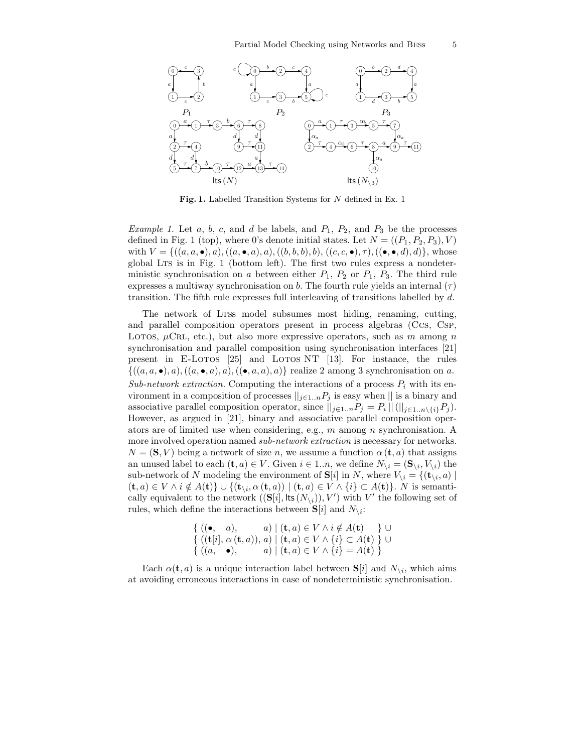**Fig. 1.** Labelled Transition Systems for $N$ defined in Ex. 1

*Example 1.* Let $a$, $b$, $c$, and $d$ be labels, and $P_1$, $P_2$, and $P_3$ be the processes defined in Fig. 1 (top), where 0's denote initial states. Let $N = ((P_1, P_2, P_3), V)$ with $V = \{((a, a, \bullet), a), ((a, \bullet, a), a), ((b, b, b), b), ((c, c, \bullet), \tau), ((\bullet, \bullet, d), d)\}$, whose global LTS is in Fig. 1 (bottom left). The first two rules express a nondeterministic synchronisation on $a$ between either $P_1$, $P_2$ or $P_1$, $P_3$. The third rule expresses a multiway synchronisation on $b$. The fourth rule yields an internal ($\tau$) transition. The fifth rule expresses full interleaving of transitions labelled by $d$.

The network of LTSs model subsumes most hiding, renaming, cutting, and parallel composition operators present in process algebras (CCS, CSP, LOTOS, $\mu$CRL, etc.), but also more expressive operators, such as $m$ among $n$ synchronisation and parallel composition using synchronisation interfaces [21] present in E-LOTOS [25] and LOTOS NT [13]. For instance, the rules $\{((a, a, \bullet), a), ((a, \bullet, a), a), ((\bullet, a, a), a)\}$ realize 2 among 3 synchronisation on $a$.

*Sub-network extraction.* Computing the interactions of a process $P_i$ with its environment in a composition of processes $||_{j \in 1..n} P_j$ is easy when $||$ is a binary and associative parallel composition operator, since $||_{j \in 1..n} P_j = P_i \,||\, (||_{j \in 1..n \setminus \{i\}} P_j)$. However, as argued in [21], binary and associative parallel composition operators are of limited use when considering, e.g., $m$ among $n$ synchronisation. A more involved operation named *sub-network extraction* is necessary for networks. $N = (\mathbf{S}, V)$ being a network of size $n$, we assume a function $\alpha(\mathbf{t}, a)$ that assigns an unused label to each $(\mathbf{t}, a) \in V$. Given $i \in 1..n$, we define $N_{\setminus i} = (\mathbf{S}_{\setminus i}, V_{\setminus i})$ the sub-network of $N$ modeling the environment of $\mathbf{S}[i]$ in $N$, where $V_{\setminus i} = \{(\mathbf{t}_{\setminus i}, a) \mid (\mathbf{t}, a) \in V \wedge i \notin A(\mathbf{t})\} \cup \{(\mathbf{t}_{\setminus i}, \alpha(\mathbf{t}, a)) \mid (\mathbf{t}, a) \in V \wedge \{i\} \subset A(\mathbf{t})\}$. $N$ is semantically equivalent to the network $((\mathbf{S}[i], \mathsf{lts}(N_{\setminus i})), V')$ with $V'$ the following set of rules, which define the interactions between $\mathbf{S}[i]$ and $N_{\setminus i}$:

$$
\begin{array}{l}
\{\ ((\bullet, \quad a), \qquad a) \mid (\mathbf{t}, a) \in V \wedge i \notin A(\mathbf{t}) \quad \} \cup \\
\{\ ((\mathbf{t}[i], \alpha(\mathbf{t}, a)), a) \mid (\mathbf{t}, a) \in V \wedge \{i\} \subset A(\mathbf{t})\ \} \cup \\
\{\ ((a, \quad \bullet), \qquad a) \mid (\mathbf{t}, a) \in V \wedge \{i\} = A(\mathbf{t})\ \}
\end{array}
$$

Each $\alpha(\mathbf{t}, a)$ is a unique interaction label between $\mathbf{S}[i]$ and $N_{\setminus i}$, which aims at avoiding erroneous interactions in case of nondeterministic synchronisation.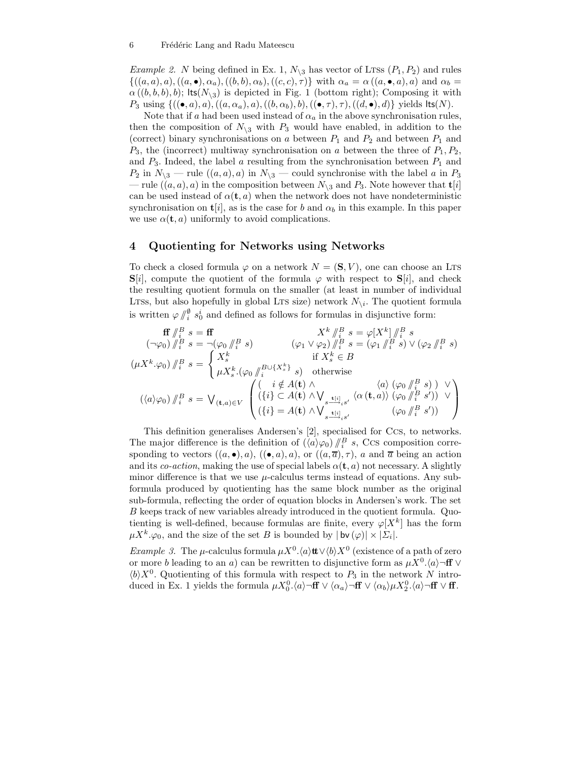*Example 2.* $N$ being defined in Ex. 1, $N_{\setminus 3}$ has vector of LTSs $(P_1, P_2)$ and rules $\{((a,a),a), ((a,\bullet),\alpha_a), ((b,b),\alpha_b), ((c,c),\tau)\}$ with $\alpha_a = \alpha((a,\bullet,a),a)$ and $\alpha_b = \alpha((b,b,b),b)$; $\mathsf{lts}(N_{\setminus 3})$ is depicted in Fig. 1 (bottom right); Composing it with $P_3$ using $\{((\bullet,a),a), ((a,\alpha_a),a), ((b,\alpha_b),b), ((\bullet,\tau),\tau), ((d,\bullet),d)\}$ yields $\mathsf{lts}(N)$.

Note that if $a$ had been used instead of $\alpha_a$ in the above synchronisation rules, then the composition of $N_{\setminus 3}$ with $P_3$ would have enabled, in addition to the (correct) binary synchronisations on $a$ between $P_1$ and $P_2$ and between $P_1$ and $P_3$, the (incorrect) multiway synchronisation on $a$ between the three of $P_1, P_2$, and $P_3$. Indeed, the label $a$ resulting from the synchronisation between $P_1$ and $P_2$ in $N_{\setminus 3}$ — rule $((a,a),a)$ in $N_{\setminus 3}$ — could synchronise with the label $a$ in $P_3$ — rule $((a,a),a)$ in the composition between $N_{\setminus 3}$ and $P_3$. Note however that $\mathbf{t}[i]$ can be used instead of $\alpha(\mathbf{t},a)$ when the network does not have nondeterministic synchronisation on $\mathbf{t}[i]$, as is the case for $b$ and $\alpha_b$ in this example. In this paper we use $\alpha(\mathbf{t},a)$ uniformly to avoid complications.

## 4 Quotienting for Networks using Networks

To check a closed formula $\varphi$ on a network $N = (\mathbf{S}, V)$, one can choose an LTS $\mathbf{S}[i]$, compute the quotient of the formula $\varphi$ with respect to $\mathbf{S}[i]$, and check the resulting quotient formula on the smaller (at least in number of individual LTSs, but also hopefully in global LTS size) network $N_{\setminus i}$. The quotient formula is written $\varphi \mathbin{/\!\!/}_i^{\emptyset} s_0^i$ and defined as follows for formulas in disjunctive form:

$$
\begin{array}{ll}
\mathbf{ff} \mathbin{/\!\!/}_i^B s = \mathbf{ff} & X^k \mathbin{/\!\!/}_i^B s = \varphi[X^k] \mathbin{/\!\!/}_i^B s \\
(\neg\varphi_0) \mathbin{/\!\!/}_i^B s = \neg(\varphi_0 \mathbin{/\!\!/}_i^B s) & (\varphi_1 \vee \varphi_2) \mathbin{/\!\!/}_i^B s = (\varphi_1 \mathbin{/\!\!/}_i^B s) \vee (\varphi_2 \mathbin{/\!\!/}_i^B s)
\end{array}
$$

$$
(\mu X^k.\varphi_0) \mathbin{/\!\!/}_i^B s = \begin{cases} X_s^k & \text{if } X_s^k \in B \\ \mu X_s^k.(\varphi_0 \mathbin{/\!\!/}_i^{B \cup \{X_s^k\}} s) & \text{otherwise} \end{cases}
$$

$$
(\langle a \rangle \varphi_0) \mathbin{/\!\!/}_i^B s = \bigvee_{(\mathbf{t},a) \in V} \begin{pmatrix} ( \quad i \notin A(\mathbf{t}) \wedge & \langle a \rangle \ (\varphi_0 \mathbin{/\!\!/}_i^B s) \ ) \ \vee \\ (\{i\} \subset A(\mathbf{t}) \wedge \bigvee_{s \xrightarrow{\mathbf{t}[i]}_i s'} & \langle \alpha(\mathbf{t},a) \rangle \ (\varphi_0 \mathbin{/\!\!/}_i^B s')) \ \vee \\ (\{i\} = A(\mathbf{t}) \wedge \bigvee_{s \xrightarrow{\mathbf{t}[i]}_i s'} & (\varphi_0 \mathbin{/\!\!/}_i^B s')) \end{pmatrix}
$$

This definition generalises Andersen's [2], specialised for CCS, to networks. The major difference is the definition of $(\langle a \rangle \varphi_0) \mathbin{/\!\!/}_i^B s$, CCS composition corresponding to vectors $((a,\bullet),a)$, $((\bullet,a),a)$, or $((a,\overline{a}),\tau)$, $a$ and $\overline{a}$ being an action and its *co-action*, making the use of special labels $\alpha(\mathbf{t},a)$ not necessary. A slightly minor difference is that we use $\mu$-calculus terms instead of equations. Any subformula produced by quotienting has the same block number as the original sub-formula, reflecting the order of equation blocks in Andersen's work. The set $B$ keeps track of new variables already introduced in the quotient formula. Quotienting is well-defined, because formulas are finite, every $\varphi[X^k]$ has the form $\mu X^k.\varphi_0$, and the size of the set $B$ is bounded by $|\,\mathsf{bv}(\varphi)| \times |\Sigma_i|$.

*Example 3.* The $\mu$-calculus formula $\mu X^0.\langle a \rangle \mathbf{tt} \vee \langle b \rangle X^0$ (existence of a path of zero or more $b$ leading to an $a$) can be rewritten to disjunctive form as $\mu X^0.\langle a \rangle \neg \mathbf{ff} \vee \langle b \rangle X^0$. Quotienting of this formula with respect to $P_3$ in the network $N$ introduced in Ex. 1 yields the formula $\mu X_0^0.\langle a \rangle \neg \mathbf{ff} \vee \langle \alpha_a \rangle \neg \mathbf{ff} \vee \langle \alpha_b \rangle \mu X_2^0.\langle a \rangle \neg \mathbf{ff} \vee \mathbf{ff}$.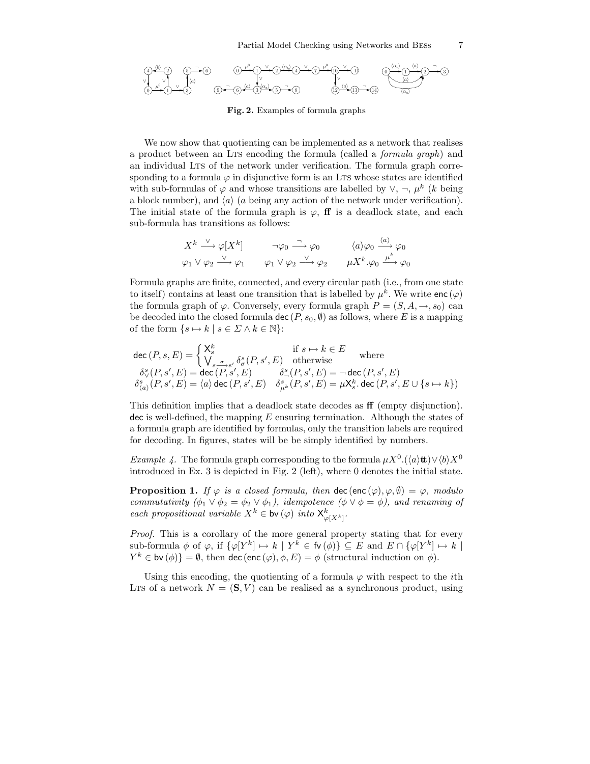**Fig. 2.** Examples of formula graphs

We now show that quotienting can be implemented as a network that realises a product between an LTS encoding the formula (called a *formula graph*) and an individual LTS of the network under verification. The formula graph corresponding to a formula $\varphi$ in disjunctive form is an LTS whose states are identified with sub-formulas of $\varphi$ and whose transitions are labelled by $\vee$, $\neg$, $\mu^k$ ($k$ being a block number), and $\langle a \rangle$ ($a$ being any action of the network under verification). The initial state of the formula graph is $\varphi$, **ff** is a deadlock state, and each sub-formula has transitions as follows:

$$X^k \xrightarrow{\vee} \varphi[X^k] \qquad \neg\varphi_0 \xrightarrow{\neg} \varphi_0 \qquad \langle a \rangle \varphi_0 \xrightarrow{\langle a \rangle} \varphi_0$$
$$\varphi_1 \vee \varphi_2 \xrightarrow{\vee} \varphi_1 \qquad \varphi_1 \vee \varphi_2 \xrightarrow{\vee} \varphi_2 \qquad \mu X^k . \varphi_0 \xrightarrow{\mu^k} \varphi_0$$

Formula graphs are finite, connected, and every circular path (i.e., from one state to itself) contains at least one transition that is labelled by $\mu^k$. We write $\mathsf{enc}(\varphi)$ the formula graph of $\varphi$. Conversely, every formula graph $P = (S, A, \rightarrow, s_0)$ can be decoded into the closed formula $\mathsf{dec}(P, s_0, \emptyset)$ as follows, where $E$ is a mapping of the form $\{s \mapsto k \mid s \in \Sigma \wedge k \in \mathbb{N}\}$:

$$\mathsf{dec}(P, s, E) = \begin{cases} \mathsf{X}_s^k & \text{if } s \mapsto k \in E \\ \bigvee_{s \xrightarrow{\sigma} s'} \delta_\sigma^s(P, s', E) & \text{otherwise} \end{cases} \quad \text{where}$$
$$\delta_\vee^s(P, s', E) = \mathsf{dec}(P, s', E) \qquad \delta_\neg^s(P, s', E) = \neg\, \mathsf{dec}(P, s', E)$$
$$\delta_{\langle a \rangle}^s(P, s', E) = \langle a \rangle\, \mathsf{dec}(P, s', E) \quad \delta_{\mu^k}^s(P, s', E) = \mu \mathsf{X}_s^k .\, \mathsf{dec}(P, s', E \cup \{s \mapsto k\})$$

This definition implies that a deadlock state decodes as **ff** (empty disjunction). $\mathsf{dec}$ is well-defined, the mapping $E$ ensuring termination. Although the states of a formula graph are identified by formulas, only the transition labels are required for decoding. In figures, states will be be simply identified by numbers.

*Example 4.* The formula graph corresponding to the formula $\mu X^0 . (\langle a \rangle \mathbf{tt}) \vee \langle b \rangle X^0$ introduced in Ex. 3 is depicted in Fig. 2 (left), where 0 denotes the initial state.

**Proposition 1.** *If $\varphi$ is a closed formula, then $\mathsf{dec}(\mathsf{enc}(\varphi), \varphi, \emptyset) = \varphi$, modulo commutativity ($\phi_1 \vee \phi_2 = \phi_2 \vee \phi_1$), idempotence ($\phi \vee \phi = \phi$), and renaming of each propositional variable $X^k \in \mathsf{bv}(\varphi)$ into $\mathsf{X}^k_{\varphi[X^k]}$.*

*Proof.* This is a corollary of the more general property stating that for every sub-formula $\phi$ of $\varphi$, if $\{\varphi[Y^k] \mapsto k \mid Y^k \in \mathsf{fv}(\phi)\} \subseteq E$ and $E \cap \{\varphi[Y^k] \mapsto k \mid Y^k \in \mathsf{bv}(\phi)\} = \emptyset$, then $\mathsf{dec}(\mathsf{enc}(\varphi), \phi, E) = \phi$ (structural induction on $\phi$).

Using this encoding, the quotienting of a formula $\varphi$ with respect to the $i$th LTS of a network $N = (\mathbf{S}, V)$ can be realised as a synchronous product, using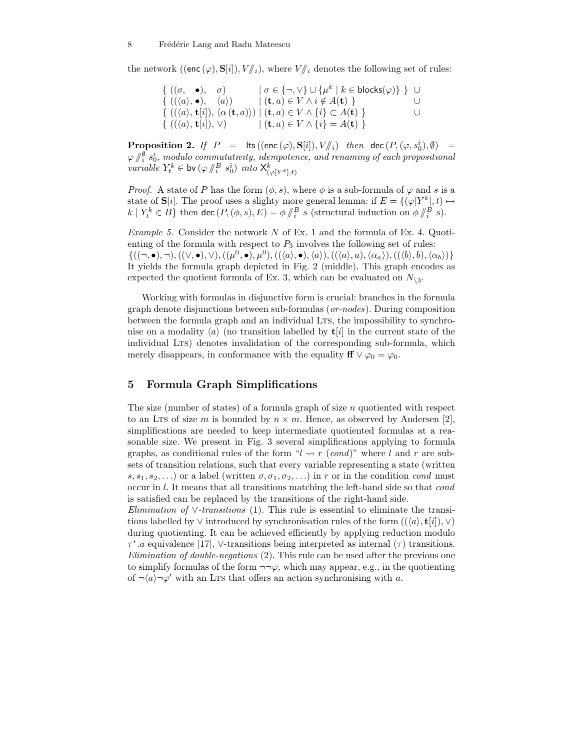the network $((\mathsf{enc}(\varphi), \mathbf{S}[i]), V/\!\!/_i)$, where $V/\!\!/_i$ denotes the following set of rules:

$$
\begin{array}{lll}
\{ \ ((\sigma, \ \bullet), \ \ \sigma) & \mid \sigma \in \{\neg, \vee\} \cup \{\mu^k \mid k \in \mathsf{blocks}(\varphi)\} \ \} & \cup \\
\{ \ ((\langle a \rangle, \bullet), \ \ \langle a \rangle) & \mid (\mathbf{t}, a) \in V \wedge i \notin A(\mathbf{t}) \ \} & \cup \\
\{ \ ((\langle a \rangle, \mathbf{t}[i]), \langle \alpha\,(\mathbf{t}, a)\rangle) & \mid (\mathbf{t}, a) \in V \wedge \{i\} \subset A(\mathbf{t}) \ \} & \cup \\
\{ \ ((\langle a \rangle, \mathbf{t}[i]), \vee) & \mid (\mathbf{t}, a) \in V \wedge \{i\} = A(\mathbf{t}) \ \} &
\end{array}
$$

**Proposition 2.** *If* $P = \mathsf{lts}((\mathsf{enc}(\varphi), \mathbf{S}[i]), V/\!\!/_i)$ *then* $\mathsf{dec}(P, (\varphi, s_0^i), \emptyset) = \varphi /\!\!/_i^{\emptyset} s_0^i$*, modulo commutativity, idempotence, and renaming of each propositional variable* $Y_t^k \in \mathsf{bv}(\varphi /\!\!/_i^B s_0^i)$ *into* $\mathsf{X}^k_{(\varphi[Y^k], t)}$

*Proof.* A state of $P$ has the form $(\phi, s)$, where $\phi$ is a sub-formula of $\varphi$ and $s$ is a state of $\mathbf{S}[i]$. The proof uses a slighty more general lemma: if $E = \{(\varphi[Y^k], t) \mapsto k \mid Y_t^k \in B\}$ then $\mathsf{dec}(P, (\phi, s), E) = \phi /\!\!/_i^B s$ (structural induction on $\phi /\!\!/_i^B s$).

*Example 5.* Consider the network $N$ of Ex. 1 and the formula of Ex. 4. Quotienting of the formula with respect to $P_3$ involves the following set of rules: $\{((\neg, \bullet), \neg), ((\vee, \bullet), \vee), ((\mu^0, \bullet), \mu^0), ((\langle a \rangle, \bullet), \langle a \rangle), ((\langle a \rangle, a), \langle \alpha_a \rangle), ((\langle b \rangle, b), \langle \alpha_b \rangle)\}$ It yields the formula graph depicted in Fig. 2 (middle). This graph encodes as expected the quotient formula of Ex. 3, which can be evaluated on $N_{\setminus 3}$.

Working with formulas in disjunctive form is crucial: branches in the formula graph denote disjunctions between sub-formulas (*or-nodes*). During composition between the formula graph and an individual LTS, the impossibility to synchronise on a modality $\langle a \rangle$ (no transition labelled by $\mathbf{t}[i]$ in the current state of the individual LTS) denotes invalidation of the corresponding sub-formula, which merely disappears, in conformance with the equality $\mathbf{ff} \vee \varphi_0 = \varphi_0$.

## 5 Formula Graph Simplifications

The size (number of states) of a formula graph of size $n$ quotiented with respect to an LTS of size $m$ is bounded by $n \times m$. Hence, as observed by Andersen [2], simplifications are needed to keep intermediate quotiented formulas at a reasonable size. We present in Fig. 3 several simplifications applying to formula graphs, as conditional rules of the form "$l \rightsquigarrow r$ (*cond*)" where $l$ and $r$ are subsets of transition relations, such that every variable representing a state (written $s, s_1, s_2, \ldots$) or a label (written $\sigma, \sigma_1, \sigma_2, \ldots$) in $r$ or in the condition *cond* must occur in $l$. It means that all transitions matching the left-hand side so that *cond* is satisfied can be replaced by the transitions of the right-hand side.

*Elimination of* $\vee$*-transitions* (1). This rule is essential to eliminate the transitions labelled by $\vee$ introduced by synchronisation rules of the form $((\langle a \rangle, \mathbf{t}[i]), \vee)$ during quotienting. It can be achieved efficiently by applying reduction modulo $\tau^*.a$ equivalence [17], $\vee$-transitions being interpreted as internal ($\tau$) transitions.

*Elimination of double-negations* (2). This rule can be used after the previous one to simplify formulas of the form $\neg\neg\varphi$, which may appear, e.g., in the quotienting of $\neg\langle a \rangle \neg\varphi'$ with an LTS that offers an action synchronising with $a$.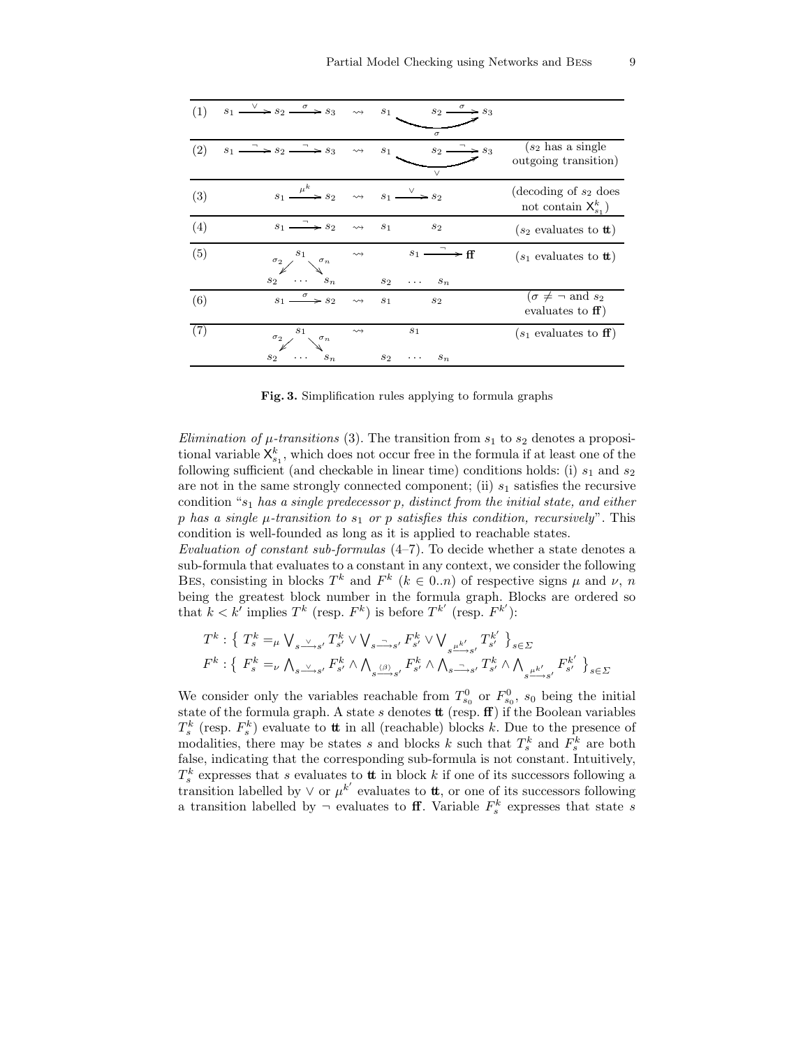| | | | | |
|---|---|---|---|---|
| (1) | $s_1 \xrightarrow{\vee} s_2 \xrightarrow{\sigma} s_3$ | $\rightsquigarrow$ | $s_1 \xrightarrow{\sigma} s_3$, $s_2 \xrightarrow{\sigma} s_3$ | |
| (2) | $s_1 \xrightarrow{\neg} s_2 \xrightarrow{\neg} s_3$ | $\rightsquigarrow$ | $s_1 \xrightarrow{\vee} s_3$, $s_2 \xrightarrow{\neg} s_3$ | ($s_2$ has a single outgoing transition) |
| (3) | $s_1 \xrightarrow{\mu^k} s_2$ | $\rightsquigarrow$ | $s_1 \xrightarrow{\vee} s_2$ | (decoding of $s_2$ does not contain $\mathsf{X}^k_{s_1}$) |
| (4) | $s_1 \xrightarrow{\neg} s_2$ | $\rightsquigarrow$ | $s_1 \quad s_2$ | ($s_2$ evaluates to $\mathbf{tt}$) |
| (5) | $s_1 \xrightarrow{\sigma_2} s_2 \; \ldots \; s_1 \xrightarrow{\sigma_n} s_n$ | $\rightsquigarrow$ | $s_1 \xrightarrow{\neg} \mathbf{ff}$, $s_2 \; \ldots \; s_n$ | ($s_1$ evaluates to $\mathbf{tt}$) |
| (6) | $s_1 \xrightarrow{\sigma} s_2$ | $\rightsquigarrow$ | $s_1 \quad s_2$ | ($\sigma \neq \neg$ and $s_2$ evaluates to $\mathbf{ff}$) |
| (7) | $s_1 \xrightarrow{\sigma_2} s_2 \; \ldots \; s_1 \xrightarrow{\sigma_n} s_n$ | $\rightsquigarrow$ | $s_1$, $s_2 \; \ldots \; s_n$ | ($s_1$ evaluates to $\mathbf{ff}$) |

**Fig. 3.** Simplification rules applying to formula graphs

*Elimination of $\mu$-transitions* (3). The transition from $s_1$ to $s_2$ denotes a propositional variable $\mathsf{X}^k_{s_1}$, which does not occur free in the formula if at least one of the following sufficient (and checkable in linear time) conditions holds: (i) $s_1$ and $s_2$ are not in the same strongly connected component; (ii) $s_1$ satisfies the recursive condition "*$s_1$ has a single predecessor $p$, distinct from the initial state, and either $p$ has a single $\mu$-transition to $s_1$ or $p$ satisfies this condition, recursively*". This condition is well-founded as long as it is applied to reachable states.

*Evaluation of constant sub-formulas* (4–7). To decide whether a state denotes a sub-formula that evaluates to a constant in any context, we consider the following Bes, consisting in blocks $T^k$ and $F^k$ ($k \in 0..n$) of respective signs $\mu$ and $\nu$, $n$ being the greatest block number in the formula graph. Blocks are ordered so that $k < k'$ implies $T^k$ (resp. $F^k$) is before $T^{k'}$ (resp. $F^{k'}$):

$$T^k : \left\{ \; T^k_s =_\mu \bigvee_{s \xrightarrow{\vee} s'} T^k_{s'} \vee \bigvee_{s \xrightarrow{\neg} s'} F^k_{s'} \vee \bigvee_{s \xrightarrow{\mu^{k'}} s'} T^{k'}_{s'} \; \right\}_{s \in \Sigma}$$

$$F^k : \left\{ \; F^k_s =_\nu \bigwedge_{s \xrightarrow{\vee} s'} F^k_{s'} \wedge \bigwedge_{s \xrightarrow{\langle\beta\rangle} s'} F^k_{s'} \wedge \bigwedge_{s \xrightarrow{\neg} s'} T^k_{s'} \wedge \bigwedge_{s \xrightarrow{\mu^{k'}} s'} F^{k'}_{s'} \; \right\}_{s \in \Sigma}$$

We consider only the variables reachable from $T^0_{s_0}$ or $F^0_{s_0}$, $s_0$ being the initial state of the formula graph. A state $s$ denotes $\mathbf{tt}$ (resp. $\mathbf{ff}$) if the Boolean variables $T^k_s$ (resp. $F^k_s$) evaluate to $\mathbf{tt}$ in all (reachable) blocks $k$. Due to the presence of modalities, there may be states $s$ and blocks $k$ such that $T^k_s$ and $F^k_s$ are both false, indicating that the corresponding sub-formula is not constant. Intuitively, $T^k_s$ expresses that $s$ evaluates to $\mathbf{tt}$ in block $k$ if one of its successors following a transition labelled by $\vee$ or $\mu^{k'}$ evaluates to $\mathbf{tt}$, or one of its successors following a transition labelled by $\neg$ evaluates to $\mathbf{ff}$. Variable $F^k_s$ expresses that state $s$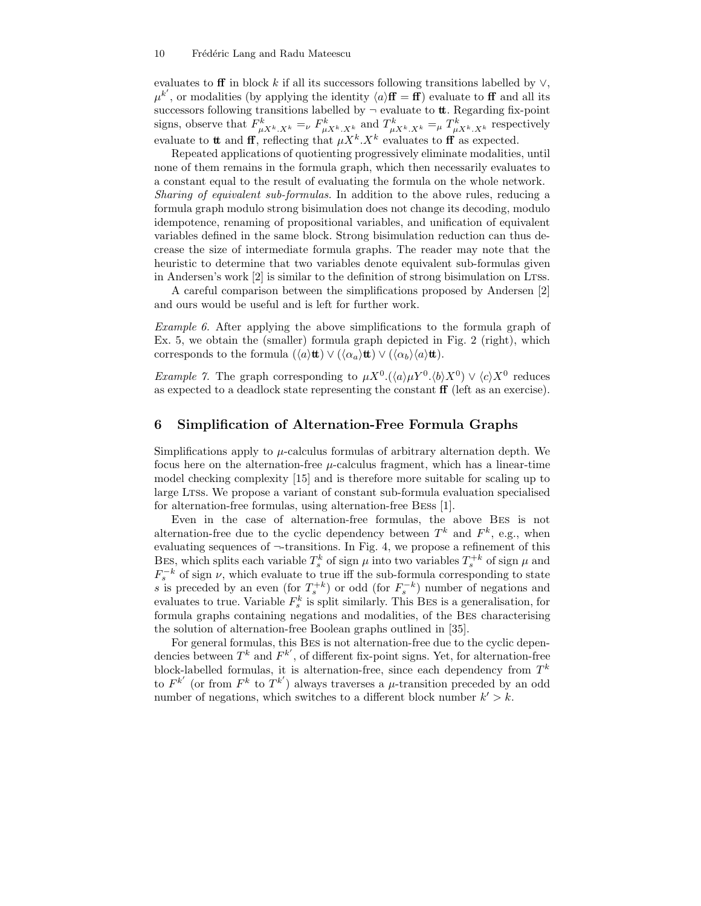evaluates to **ff** in block $k$ if all its successors following transitions labelled by $\vee$, $\mu^{k'}$, or modalities (by applying the identity $\langle a \rangle \mathbf{ff} = \mathbf{ff}$) evaluate to **ff** and all its successors following transitions labelled by $\neg$ evaluate to **tt**. Regarding fix-point signs, observe that $F^k_{\mu X^k . X^k} =_\nu F^k_{\mu X^k . X^k}$ and $T^k_{\mu X^k . X^k} =_\mu T^k_{\mu X^k . X^k}$ respectively evaluate to **tt** and **ff**, reflecting that $\mu X^k . X^k$ evaluates to **ff** as expected.

Repeated applications of quotienting progressively eliminate modalities, until none of them remains in the formula graph, which then necessarily evaluates to a constant equal to the result of evaluating the formula on the whole network.

*Sharing of equivalent sub-formulas.* In addition to the above rules, reducing a formula graph modulo strong bisimulation does not change its decoding, modulo idempotence, renaming of propositional variables, and unification of equivalent variables defined in the same block. Strong bisimulation reduction can thus decrease the size of intermediate formula graphs. The reader may note that the heuristic to determine that two variables denote equivalent sub-formulas given in Andersen's work [2] is similar to the definition of strong bisimulation on LTSs.

A careful comparison between the simplifications proposed by Andersen [2] and ours would be useful and is left for further work.

*Example 6.* After applying the above simplifications to the formula graph of Ex. 5, we obtain the (smaller) formula graph depicted in Fig. 2 (right), which corresponds to the formula $(\langle a \rangle \mathbf{tt}) \vee (\langle \alpha_a \rangle \mathbf{tt}) \vee (\langle \alpha_b \rangle \langle a \rangle \mathbf{tt})$.

*Example 7.* The graph corresponding to $\mu X^0 . (\langle a \rangle \mu Y^0 . \langle b \rangle X^0) \vee \langle c \rangle X^0$ reduces as expected to a deadlock state representing the constant **ff** (left as an exercise).

## 6 Simplification of Alternation-Free Formula Graphs

Simplifications apply to $\mu$-calculus formulas of arbitrary alternation depth. We focus here on the alternation-free $\mu$-calculus fragment, which has a linear-time model checking complexity [15] and is therefore more suitable for scaling up to large LTSs. We propose a variant of constant sub-formula evaluation specialised for alternation-free formulas, using alternation-free BESS [1].

Even in the case of alternation-free formulas, the above BES is not alternation-free due to the cyclic dependency between $T^k$ and $F^k$, e.g., when evaluating sequences of $\neg$-transitions. In Fig. 4, we propose a refinement of this BES, which splits each variable $T^k_s$ of sign $\mu$ into two variables $T^{+k}_s$ of sign $\mu$ and $F^{-k}_s$ of sign $\nu$, which evaluate to true iff the sub-formula corresponding to state $s$ is preceded by an even (for $T^{+k}_s$) or odd (for $F^{-k}_s$) number of negations and evaluates to true. Variable $F^k_s$ is split similarly. This BES is a generalisation, for formula graphs containing negations and modalities, of the BES characterising the solution of alternation-free Boolean graphs outlined in [35].

For general formulas, this BES is not alternation-free due to the cyclic dependencies between $T^k$ and $F^{k'}$, of different fix-point signs. Yet, for alternation-free block-labelled formulas, it is alternation-free, since each dependency from $T^k$ to $F^{k'}$ (or from $F^k$ to $T^{k'}$) always traverses a $\mu$-transition preceded by an odd number of negations, which switches to a different block number $k' > k$.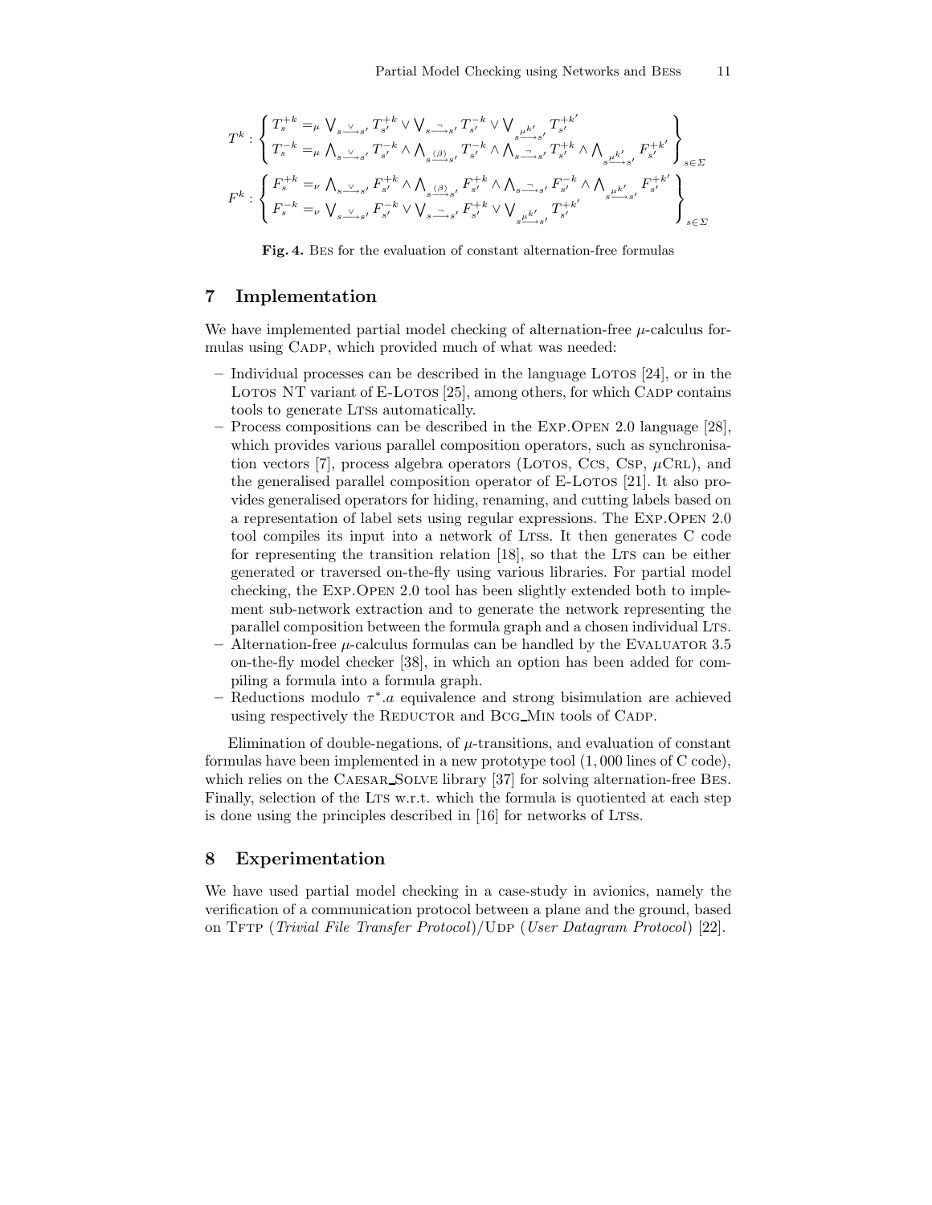$$
T^k : \left\{ \begin{array}{l} T_s^{+k} =_\mu \bigvee_{s \xrightarrow{\vee} s'} T_{s'}^{+k} \vee \bigvee_{s \xrightarrow{\neg} s'} T_{s'}^{-k} \vee \bigvee_{s \xrightarrow{\mu k'} s'} T_{s'}^{+k'} \\ T_s^{-k} =_\mu \bigwedge_{s \xrightarrow{\vee} s'} T_{s'}^{-k} \wedge \bigwedge_{s \xrightarrow{\langle \beta \rangle} s'} T_{s'}^{-k} \wedge \bigwedge_{s \xrightarrow{\neg} s'} T_{s'}^{+k} \wedge \bigwedge_{s \xrightarrow{\mu k'} s'} F_{s'}^{+k'} \end{array} \right\}_{s \in \Sigma}
$$

$$
F^k : \left\{ \begin{array}{l} F_s^{+k} =_\nu \bigwedge_{s \xrightarrow{\vee} s'} F_{s'}^{+k} \wedge \bigwedge_{s \xrightarrow{\langle \beta \rangle} s'} F_{s'}^{+k} \wedge \bigwedge_{s \xrightarrow{\neg} s'} F_{s'}^{-k} \wedge \bigwedge_{s \xrightarrow{\mu k'} s'} F_{s'}^{+k'} \\ F_s^{-k} =_\nu \bigvee_{s \xrightarrow{\vee} s'} F_{s'}^{-k} \vee \bigvee_{s \xrightarrow{\neg} s'} F_{s'}^{+k} \vee \bigvee_{s \xrightarrow{\mu k'} s'} T_{s'}^{+k'} \end{array} \right\}_{s \in \Sigma}
$$

**Fig. 4.** BES for the evaluation of constant alternation-free formulas

## 7 Implementation

We have implemented partial model checking of alternation-free $\mu$-calculus formulas using CADP, which provided much of what was needed:

- Individual processes can be described in the language LOTOS [24], or in the LOTOS NT variant of E-LOTOS [25], among others, for which CADP contains tools to generate LTSs automatically.
- Process compositions can be described in the EXP.OPEN 2.0 language [28], which provides various parallel composition operators, such as synchronisation vectors [7], process algebra operators (LOTOS, CCS, CSP, $\mu$CRL), and the generalised parallel composition operator of E-LOTOS [21]. It also provides generalised operators for hiding, renaming, and cutting labels based on a representation of label sets using regular expressions. The EXP.OPEN 2.0 tool compiles its input into a network of LTSs. It then generates C code for representing the transition relation [18], so that the LTS can be either generated or traversed on-the-fly using various libraries. For partial model checking, the EXP.OPEN 2.0 tool has been slightly extended both to implement sub-network extraction and to generate the network representing the parallel composition between the formula graph and a chosen individual LTS.
- Alternation-free $\mu$-calculus formulas can be handled by the EVALUATOR 3.5 on-the-fly model checker [38], in which an option has been added for compiling a formula into a formula graph.
- Reductions modulo $\tau^*.a$ equivalence and strong bisimulation are achieved using respectively the REDUCTOR and BCG_MIN tools of CADP.

Elimination of double-negations, of $\mu$-transitions, and evaluation of constant formulas have been implemented in a new prototype tool (1,000 lines of C code), which relies on the CAESAR_SOLVE library [37] for solving alternation-free BES. Finally, selection of the LTS w.r.t. which the formula is quotiented at each step is done using the principles described in [16] for networks of LTSs.

## 8 Experimentation

We have used partial model checking in a case-study in avionics, namely the verification of a communication protocol between a plane and the ground, based on TFTP (*Trivial File Transfer Protocol*)/UDP (*User Datagram Protocol*) [22].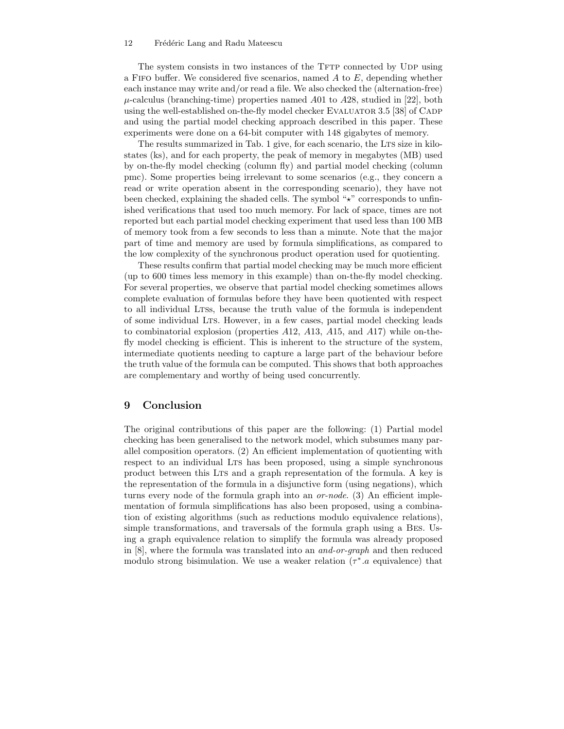The system consists in two instances of the TFTP connected by UDP using a FIFO buffer. We considered five scenarios, named $A$ to $E$, depending whether each instance may write and/or read a file. We also checked the (alternation-free) $\mu$-calculus (branching-time) properties named $A01$ to $A28$, studied in [22], both using the well-established on-the-fly model checker EVALUATOR 3.5 [38] of CADP and using the partial model checking approach described in this paper. These experiments were done on a 64-bit computer with 148 gigabytes of memory.

The results summarized in Tab. 1 give, for each scenario, the LTS size in kilostates (ks), and for each property, the peak of memory in megabytes (MB) used by on-the-fly model checking (column fly) and partial model checking (column pmc). Some properties being irrelevant to some scenarios (e.g., they concern a read or write operation absent in the corresponding scenario), they have not been checked, explaining the shaded cells. The symbol "$\star$" corresponds to unfinished verifications that used too much memory. For lack of space, times are not reported but each partial model checking experiment that used less than 100 MB of memory took from a few seconds to less than a minute. Note that the major part of time and memory are used by formula simplifications, as compared to the low complexity of the synchronous product operation used for quotienting.

These results confirm that partial model checking may be much more efficient (up to 600 times less memory in this example) than on-the-fly model checking. For several properties, we observe that partial model checking sometimes allows complete evaluation of formulas before they have been quotiented with respect to all individual LTSs, because the truth value of the formula is independent of some individual LTS. However, in a few cases, partial model checking leads to combinatorial explosion (properties $A12$, $A13$, $A15$, and $A17$) while on-the-fly model checking is efficient. This is inherent to the structure of the system, intermediate quotients needing to capture a large part of the behaviour before the truth value of the formula can be computed. This shows that both approaches are complementary and worthy of being used concurrently.

## 9 Conclusion

The original contributions of this paper are the following: (1) Partial model checking has been generalised to the network model, which subsumes many parallel composition operators. (2) An efficient implementation of quotienting with respect to an individual LTS has been proposed, using a simple synchronous product between this LTS and a graph representation of the formula. A key is the representation of the formula in a disjunctive form (using negations), which turns every node of the formula graph into an *or-node*. (3) An efficient implementation of formula simplifications has also been proposed, using a combination of existing algorithms (such as reductions modulo equivalence relations), simple transformations, and traversals of the formula graph using a BES. Using a graph equivalence relation to simplify the formula was already proposed in [8], where the formula was translated into an *and-or-graph* and then reduced modulo strong bisimulation. We use a weaker relation ($\tau^*.a$ equivalence) that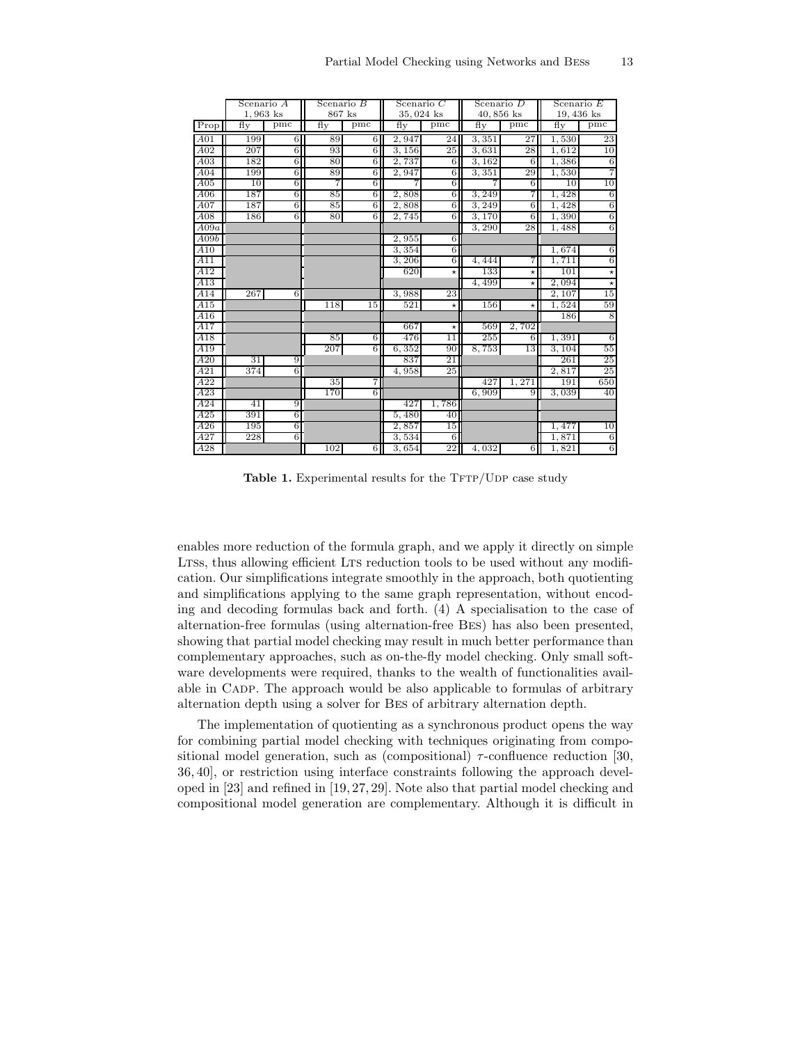| | Scenario $A$ | | Scenario $B$ | | Scenario $C$ | | Scenario $D$ | | Scenario $E$ | |
|---|---|---|---|---|---|---|---|---|---|---|
| | 1,963 ks | | 867 ks | | 35,024 ks | | 40,856 ks | | 19,436 ks | |
| Prop | fly | pmc | fly | pmc | fly | pmc | fly | pmc | fly | pmc |
| $A01$ | 199 | 6 | 89 | 6 | 2,947 | 24 | 3,351 | 27 | 1,530 | 23 |
| $A02$ | 207 | 6 | 93 | 6 | 3,156 | 25 | 3,631 | 28 | 1,612 | 10 |
| $A03$ | 182 | 6 | 80 | 6 | 2,737 | 6 | 3,162 | 6 | 1,386 | 6 |
| $A04$ | 199 | 6 | 89 | 6 | 2,947 | 6 | 3,351 | 29 | 1,530 | 7 |
| $A05$ | 10 | 6 | 7 | 6 | 7 | 6 | 7 | 6 | 10 | 10 |
| $A06$ | 187 | 6 | 85 | 6 | 2,808 | 6 | 3,249 | 7 | 1,428 | 6 |
| $A07$ | 187 | 6 | 85 | 6 | 2,808 | 6 | 3,249 | 6 | 1,428 | 6 |
| $A08$ | 186 | 6 | 80 | 6 | 2,745 | 6 | 3,170 | 6 | 1,390 | 6 |
| $A09a$ | | | | | | | 3,290 | 28 | 1,488 | 6 |
| $A09b$ | | | | | 2,955 | 6 | | | | |
| $A10$ | | | | | 3,354 | 6 | | | 1,674 | 6 |
| $A11$ | | | | | 3,206 | 6 | 4,444 | 7 | 1,711 | 6 |
| $A12$ | | | | | 620 | ⋆ | 133 | ⋆ | 101 | ⋆ |
| $A13$ | | | | | | | 4,499 | ⋆ | 2,094 | ⋆ |
| $A14$ | 267 | 6 | | | 3,988 | 23 | | | 2,107 | 15 |
| $A15$ | | | 118 | 15 | 521 | ⋆ | 156 | ⋆ | 1,524 | 59 |
| $A16$ | | | | | | | | | 186 | 8 |
| $A17$ | | | | | 667 | ⋆ | 569 | 2,702 | | |
| $A18$ | | | 85 | 6 | 476 | 11 | 255 | 6 | 1,391 | 6 |
| $A19$ | | | 207 | 6 | 6,352 | 90 | 8,753 | 13 | 3,104 | 55 |
| $A20$ | 31 | 9 | | | 837 | 21 | | | 261 | 25 |
| $A21$ | 374 | 6 | | | 4,958 | 25 | | | 2,817 | 25 |
| $A22$ | | | 35 | 7 | | | 427 | 1,271 | 191 | 650 |
| $A23$ | | | 170 | 6 | | | 6,909 | 9 | 3,039 | 40 |
| $A24$ | 41 | 9 | | | 427 | 1,786 | | | | |
| $A25$ | 391 | 6 | | | 5,480 | 40 | | | | |
| $A26$ | 195 | 6 | | | 2,857 | 15 | | | 1,477 | 10 |
| $A27$ | 228 | 6 | | | 3,534 | 6 | | | 1,871 | 6 |
| $A28$ | | | 102 | 6 | 3,654 | 22 | 4,032 | 6 | 1,821 | 6 |

**Table 1.** Experimental results for the TFTP/UDP case study

enables more reduction of the formula graph, and we apply it directly on simple LTSs, thus allowing efficient LTS reduction tools to be used without any modification. Our simplifications integrate smoothly in the approach, both quotienting and simplifications applying to the same graph representation, without encoding and decoding formulas back and forth. (4) A specialisation to the case of alternation-free formulas (using alternation-free BES) has also been presented, showing that partial model checking may result in much better performance than complementary approaches, such as on-the-fly model checking. Only small software developments were required, thanks to the wealth of functionalities available in CADP. The approach would be also applicable to formulas of arbitrary alternation depth using a solver for BES of arbitrary alternation depth.

The implementation of quotienting as a synchronous product opens the way for combining partial model checking with techniques originating from compositional model generation, such as (compositional) $\tau$-confluence reduction [30, 36, 40], or restriction using interface constraints following the approach developed in [23] and refined in [19, 27, 29]. Note also that partial model checking and compositional model generation are complementary. Although it is difficult in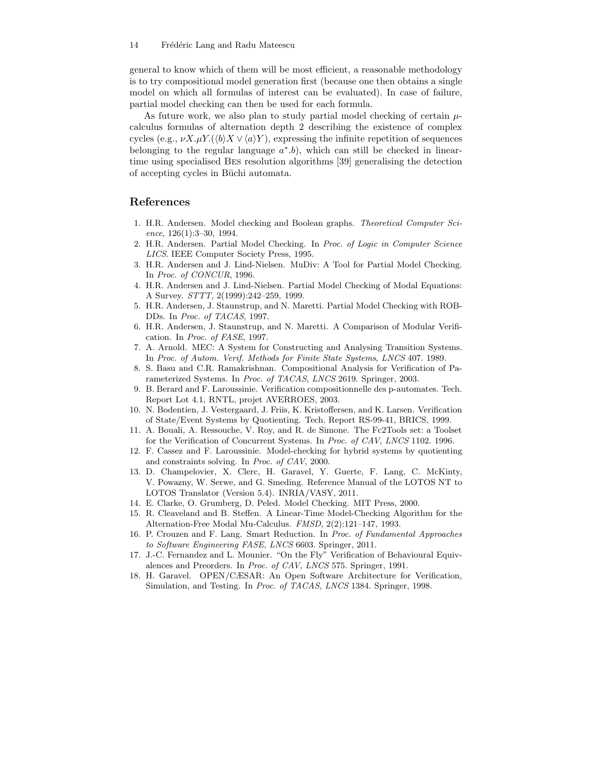general to know which of them will be most efficient, a reasonable methodology is to try compositional model generation first (because one then obtains a single model on which all formulas of interest can be evaluated). In case of failure, partial model checking can then be used for each formula.

As future work, we also plan to study partial model checking of certain $\mu$-calculus formulas of alternation depth 2 describing the existence of complex cycles (e.g., $\nu X.\mu Y.(\langle b \rangle X \vee \langle a \rangle Y)$, expressing the infinite repetition of sequences belonging to the regular language $a^*.b$), which can still be checked in linear-time using specialised BES resolution algorithms [39] generalising the detection of accepting cycles in Büchi automata.

## References

1. H.R. Andersen. Model checking and Boolean graphs. *Theoretical Computer Science*, 126(1):3–30, 1994.
2. H.R. Andersen. Partial Model Checking. In *Proc. of Logic in Computer Science LICS*. IEEE Computer Society Press, 1995.
3. H.R. Andersen and J. Lind-Nielsen. MuDiv: A Tool for Partial Model Checking. In *Proc. of CONCUR*, 1996.
4. H.R. Andersen and J. Lind-Nielsen. Partial Model Checking of Modal Equations: A Survey. *STTT*, 2(1999):242–259, 1999.
5. H.R. Andersen, J. Staunstrup, and N. Maretti. Partial Model Checking with ROBDDs. In *Proc. of TACAS*, 1997.
6. H.R. Andersen, J. Staunstrup, and N. Maretti. A Comparison of Modular Verification. In *Proc. of FASE*, 1997.
7. A. Arnold. MEC: A System for Constructing and Analysing Transition Systems. In *Proc. of Autom. Verif. Methods for Finite State Systems*, *LNCS* 407. 1989.
8. S. Basu and C.R. Ramakrishnan. Compositional Analysis for Verification of Parameterized Systems. In *Proc. of TACAS*, *LNCS* 2619. Springer, 2003.
9. B. Berard and F. Laroussinie. Verification compositionnelle des p-automates. Tech. Report Lot 4.1, RNTL, projet AVERROES, 2003.
10. N. Bodentien, J. Vestergaard, J. Friis, K. Kristoffersen, and K. Larsen. Verification of State/Event Systems by Quotienting. Tech. Report RS-99-41, BRICS, 1999.
11. A. Bouali, A. Ressouche, V. Roy, and R. de Simone. The Fc2Tools set: a Toolset for the Verification of Concurrent Systems. In *Proc. of CAV*, *LNCS* 1102. 1996.
12. F. Cassez and F. Laroussinie. Model-checking for hybrid systems by quotienting and constraints solving. In *Proc. of CAV*, 2000.
13. D. Champelovier, X. Clerc, H. Garavel, Y. Guerte, F. Lang, C. McKinty, V. Powazny, W. Serwe, and G. Smeding. Reference Manual of the LOTOS NT to LOTOS Translator (Version 5.4). INRIA/VASY, 2011.
14. E. Clarke, O. Grumberg, D. Peled. Model Checking. MIT Press, 2000.
15. R. Cleaveland and B. Steffen. A Linear-Time Model-Checking Algorithm for the Alternation-Free Modal Mu-Calculus. *FMSD*, 2(2):121–147, 1993.
16. P. Crouzen and F. Lang. Smart Reduction. In *Proc. of Fundamental Approaches to Software Engineering FASE*, *LNCS* 6603. Springer, 2011.
17. J.-C. Fernandez and L. Mounier. "On the Fly" Verification of Behavioural Equivalences and Preorders. In *Proc. of CAV*, *LNCS* 575. Springer, 1991.
18. H. Garavel. OPEN/CÆSAR: An Open Software Architecture for Verification, Simulation, and Testing. In *Proc. of TACAS*, *LNCS* 1384. Springer, 1998.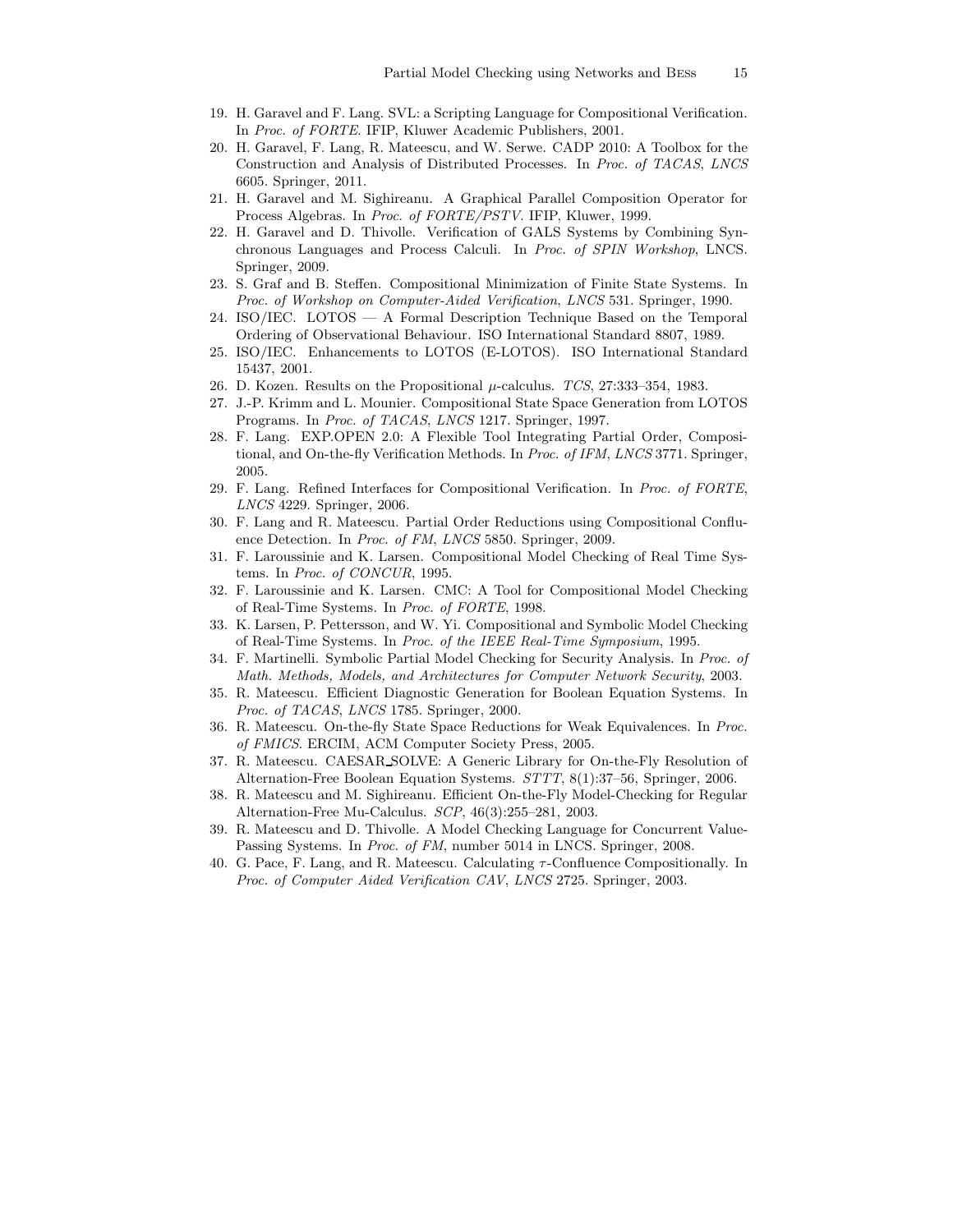19. H. Garavel and F. Lang. SVL: a Scripting Language for Compositional Verification. In *Proc. of FORTE*. IFIP, Kluwer Academic Publishers, 2001.
20. H. Garavel, F. Lang, R. Mateescu, and W. Serwe. CADP 2010: A Toolbox for the Construction and Analysis of Distributed Processes. In *Proc. of TACAS*, *LNCS* 6605. Springer, 2011.
21. H. Garavel and M. Sighireanu. A Graphical Parallel Composition Operator for Process Algebras. In *Proc. of FORTE/PSTV*. IFIP, Kluwer, 1999.
22. H. Garavel and D. Thivolle. Verification of GALS Systems by Combining Synchronous Languages and Process Calculi. In *Proc. of SPIN Workshop*, LNCS. Springer, 2009.
23. S. Graf and B. Steffen. Compositional Minimization of Finite State Systems. In *Proc. of Workshop on Computer-Aided Verification*, *LNCS* 531. Springer, 1990.
24. ISO/IEC. LOTOS — A Formal Description Technique Based on the Temporal Ordering of Observational Behaviour. ISO International Standard 8807, 1989.
25. ISO/IEC. Enhancements to LOTOS (E-LOTOS). ISO International Standard 15437, 2001.
26. D. Kozen. Results on the Propositional $\mu$-calculus. *TCS*, 27:333–354, 1983.
27. J.-P. Krimm and L. Mounier. Compositional State Space Generation from LOTOS Programs. In *Proc. of TACAS*, *LNCS* 1217. Springer, 1997.
28. F. Lang. EXP.OPEN 2.0: A Flexible Tool Integrating Partial Order, Compositional, and On-the-fly Verification Methods. In *Proc. of IFM*, *LNCS* 3771. Springer, 2005.
29. F. Lang. Refined Interfaces for Compositional Verification. In *Proc. of FORTE*, *LNCS* 4229. Springer, 2006.
30. F. Lang and R. Mateescu. Partial Order Reductions using Compositional Confluence Detection. In *Proc. of FM*, *LNCS* 5850. Springer, 2009.
31. F. Laroussinie and K. Larsen. Compositional Model Checking of Real Time Systems. In *Proc. of CONCUR*, 1995.
32. F. Laroussinie and K. Larsen. CMC: A Tool for Compositional Model Checking of Real-Time Systems. In *Proc. of FORTE*, 1998.
33. K. Larsen, P. Pettersson, and W. Yi. Compositional and Symbolic Model Checking of Real-Time Systems. In *Proc. of the IEEE Real-Time Symposium*, 1995.
34. F. Martinelli. Symbolic Partial Model Checking for Security Analysis. In *Proc. of Math. Methods, Models, and Architectures for Computer Network Security*, 2003.
35. R. Mateescu. Efficient Diagnostic Generation for Boolean Equation Systems. In *Proc. of TACAS*, *LNCS* 1785. Springer, 2000.
36. R. Mateescu. On-the-fly State Space Reductions for Weak Equivalences. In *Proc. of FMICS*. ERCIM, ACM Computer Society Press, 2005.
37. R. Mateescu. CAESAR_SOLVE: A Generic Library for On-the-Fly Resolution of Alternation-Free Boolean Equation Systems. *STTT*, 8(1):37–56, Springer, 2006.
38. R. Mateescu and M. Sighireanu. Efficient On-the-Fly Model-Checking for Regular Alternation-Free Mu-Calculus. *SCP*, 46(3):255–281, 2003.
39. R. Mateescu and D. Thivolle. A Model Checking Language for Concurrent Value-Passing Systems. In *Proc. of FM*, number 5014 in LNCS. Springer, 2008.
40. G. Pace, F. Lang, and R. Mateescu. Calculating $\tau$-Confluence Compositionally. In *Proc. of Computer Aided Verification CAV*, *LNCS* 2725. Springer, 2003.